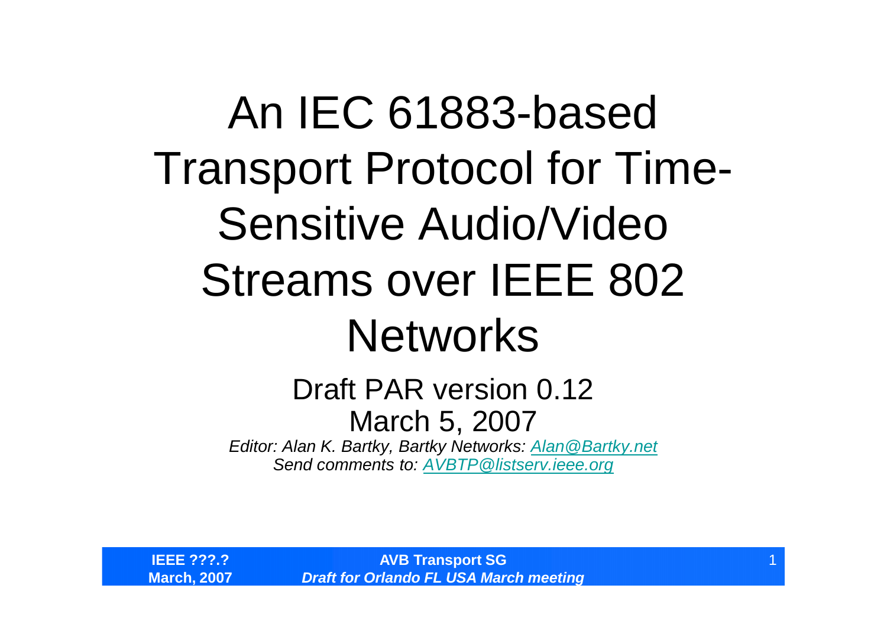# An IEC 61883-based Transport Protocol for Time-Sensitive Audio/Video Streams over IEEE 802 Networks

Draft PAR version 0.12

March 5, 2007

*Editor: Alan K. Bartky, Bartky Networks: Alan@Bartky.net*

*Send comments to: AVBTP@listserv.ieee.org*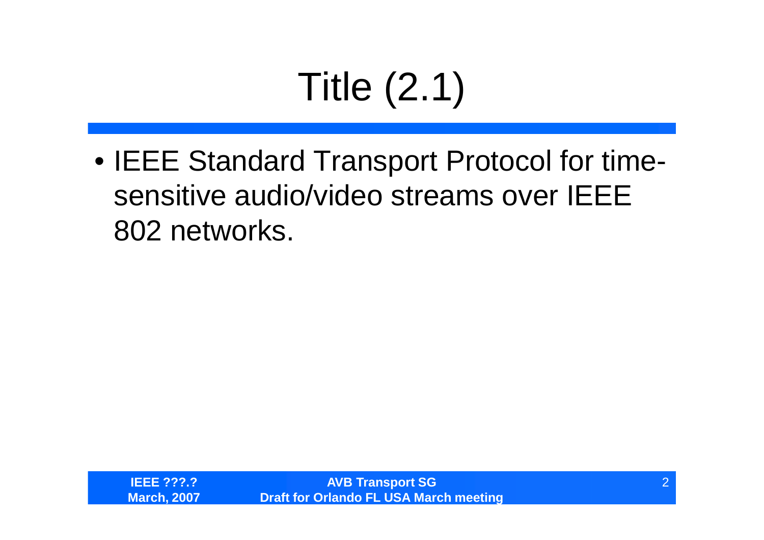# Title (2.1)

- IEEE Standard Transport Protocol for time-sensitive audio/video streams over IEEE 802 networks.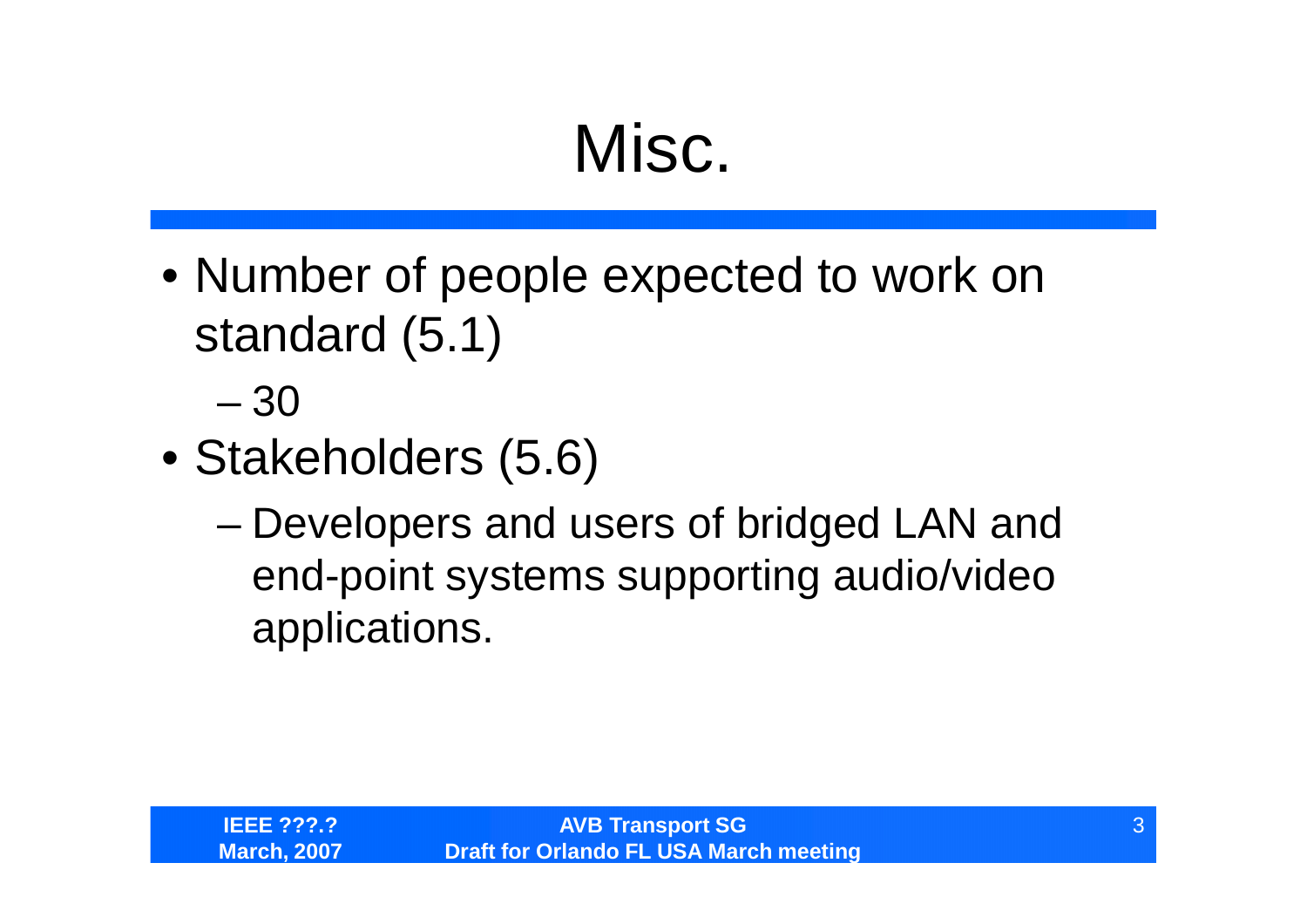# Misc.

- Number of people expected to work on standard (5.1)
  - 30
- Stakeholders (5.6)
  - Developers and users of bridged LAN and end-point systems supporting audio/video applications.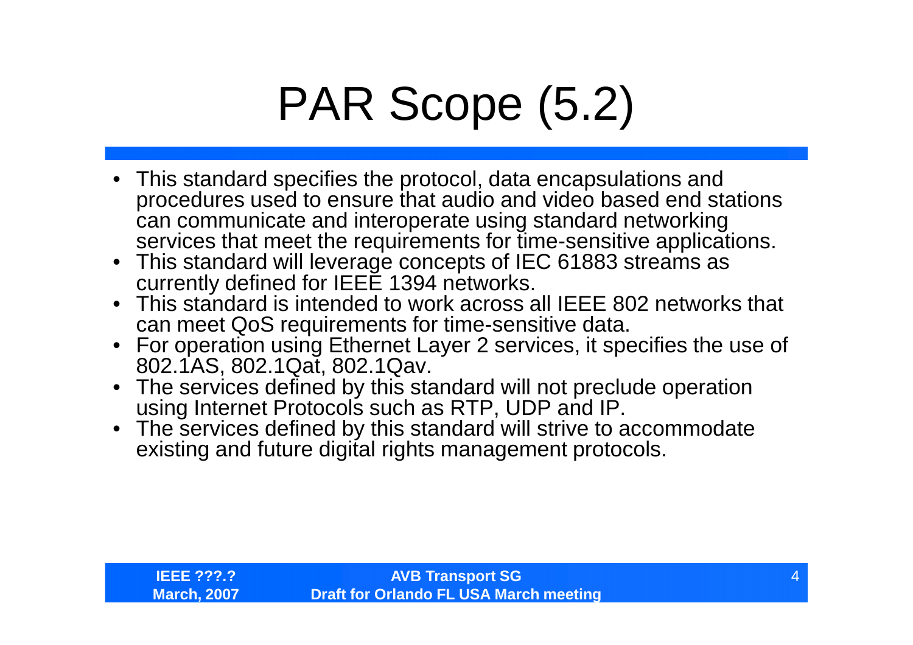# PAR Scope (5.2)

- This standard specifies the protocol, data encapsulations and procedures used to ensure that audio and video based end stations can communicate and interoperate using standard networking services that meet the requirements for time-sensitive applications.
- This standard will leverage concepts of IEC 61883 streams as currently defined for IEEE 1394 networks.
- This standard is intended to work across all IEEE 802 networks that can meet QoS requirements for time-sensitive data.
- For operation using Ethernet Layer 2 services, it specifies the use of 802.1AS, 802.1Qat, 802.1Qav.
- The services defined by this standard will not preclude operation using Internet Protocols such as RTP, UDP and IP.
- The services defined by this standard will strive to accommodate existing and future digital rights management protocols.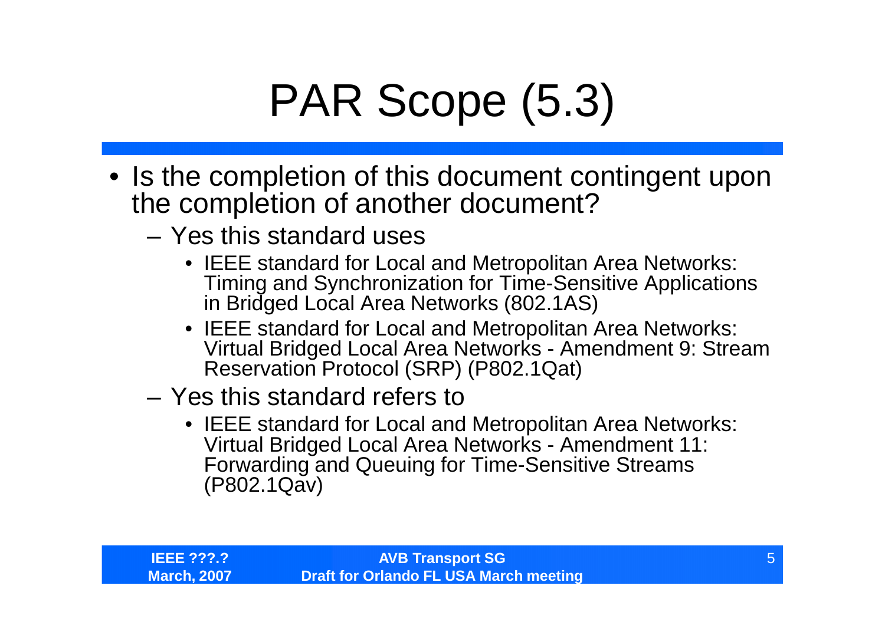# PAR Scope (5.3)

- Is the completion of this document contingent upon the completion of another document?
  - Yes this standard uses
    - IEEE standard for Local and Metropolitan Area Networks: Timing and Synchronization for Time-Sensitive Applications in Bridged Local Area Networks (802.1AS)
    - IEEE standard for Local and Metropolitan Area Networks: Virtual Bridged Local Area Networks - Amendment 9: Stream Reservation Protocol (SRP) (P802.1Qat)
  - Yes this standard refers to
    - IEEE standard for Local and Metropolitan Area Networks: Virtual Bridged Local Area Networks - Amendment 11: Forwarding and Queuing for Time-Sensitive Streams (P802.1Qav)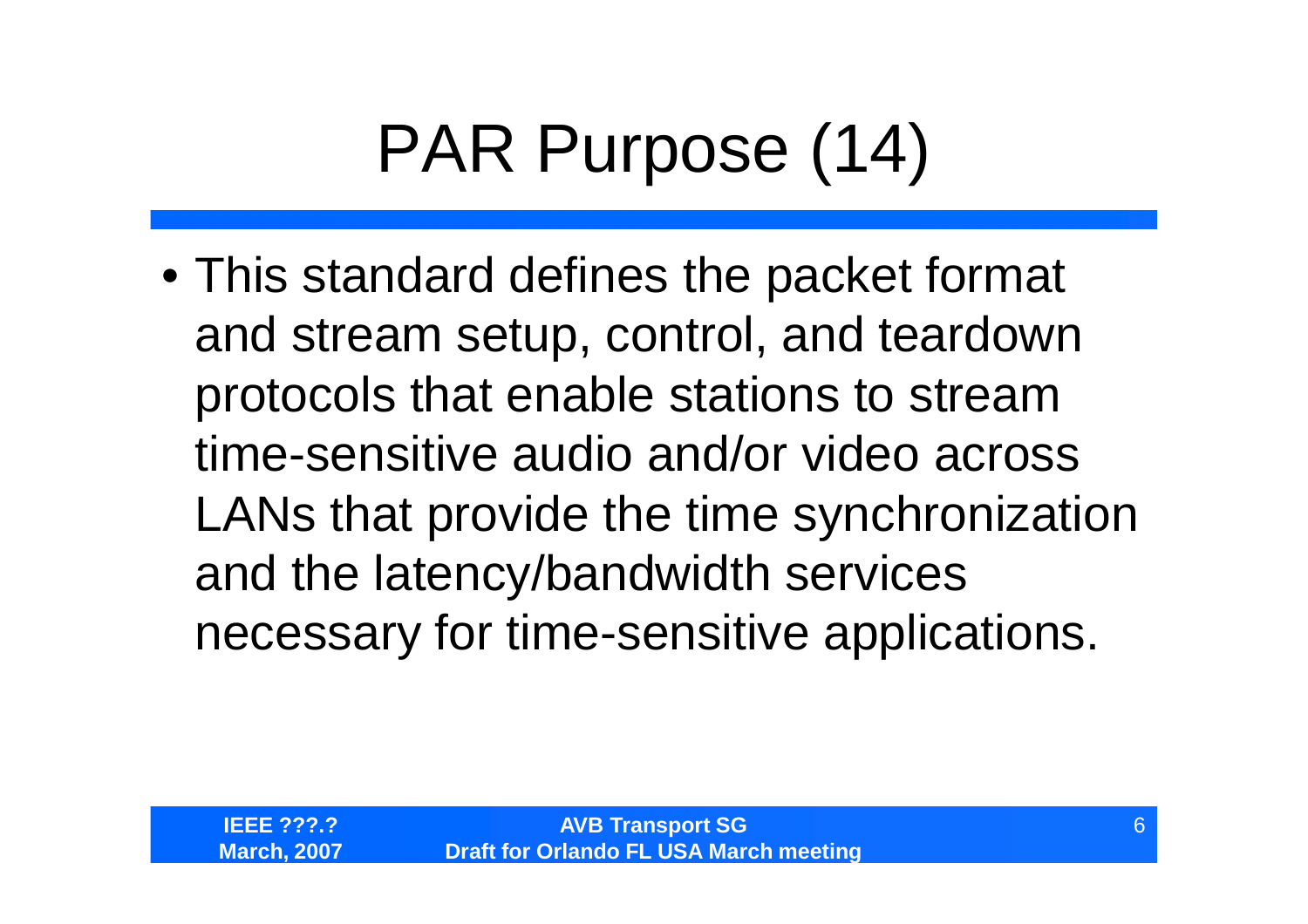# PAR Purpose (14)

- This standard defines the packet format and stream setup, control, and teardown protocols that enable stations to stream time-sensitive audio and/or video across LANs that provide the time synchronization and the latency/bandwidth services necessary for time-sensitive applications.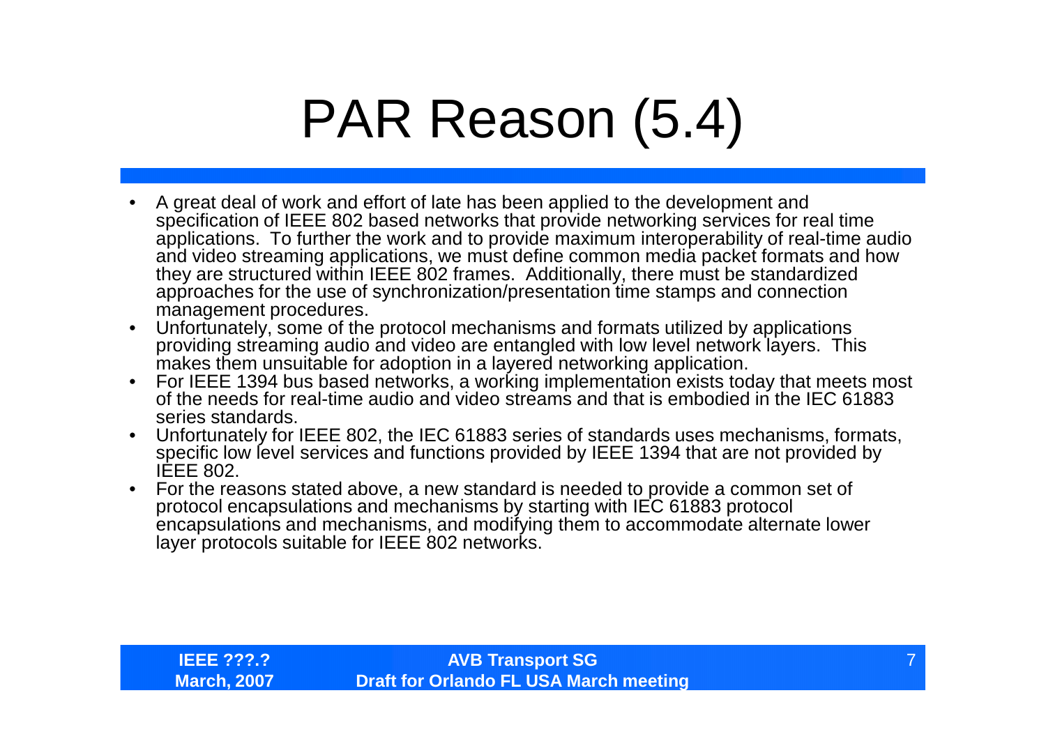# PAR Reason (5.4)

- A great deal of work and effort of late has been applied to the development and specification of IEEE 802 based networks that provide networking services for real time applications. To further the work and to provide maximum interoperability of real-time audio and video streaming applications, we must define common media packet formats and how they are structured within IEEE 802 frames. Additionally, there must be standardized approaches for the use of synchronization/presentation time stamps and connection management procedures.
- Unfortunately, some of the protocol mechanisms and formats utilized by applications providing streaming audio and video are entangled with low level network layers. This makes them unsuitable for adoption in a layered networking application.
- For IEEE 1394 bus based networks, a working implementation exists today that meets most of the needs for real-time audio and video streams and that is embodied in the IEC 61883 series standards.
- Unfortunately for IEEE 802, the IEC 61883 series of standards uses mechanisms, formats, specific low level services and functions provided by IEEE 1394 that are not provided by IEEE 802.
- For the reasons stated above, a new standard is needed to provide a common set of protocol encapsulations and mechanisms by starting with IEC 61883 protocol encapsulations and mechanisms, and modifying them to accommodate alternate lower layer protocols suitable for IEEE 802 networks.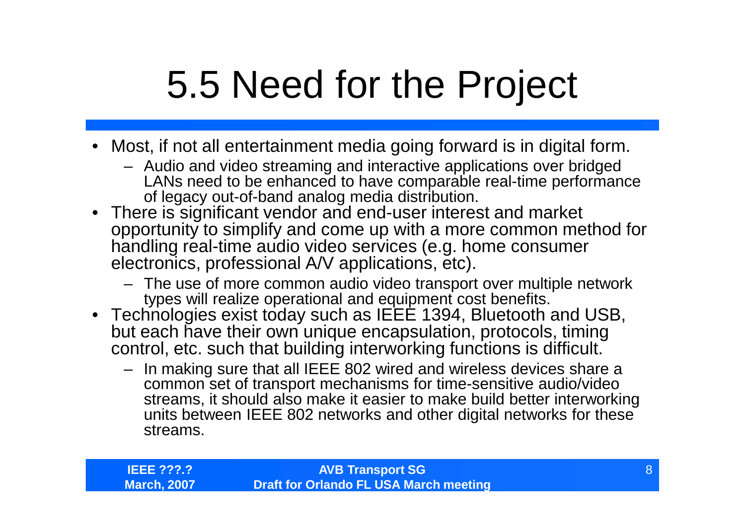# 5.5 Need for the Project

- Most, if not all entertainment media going forward is in digital form.
  - Audio and video streaming and interactive applications over bridged LANs need to be enhanced to have comparable real-time performance of legacy out-of-band analog media distribution.
- There is significant vendor and end-user interest and market opportunity to simplify and come up with a more common method for handling real-time audio video services (e.g. home consumer electronics, professional A/V applications, etc).
  - The use of more common audio video transport over multiple network types will realize operational and equipment cost benefits.
- Technologies exist today such as IEEE 1394, Bluetooth and USB, but each have their own unique encapsulation, protocols, timing control, etc. such that building interworking functions is difficult.
  - In making sure that all IEEE 802 wired and wireless devices share a common set of transport mechanisms for time-sensitive audio/video streams, it should also make it easier to make build better interworking units between IEEE 802 networks and other digital networks for these streams.